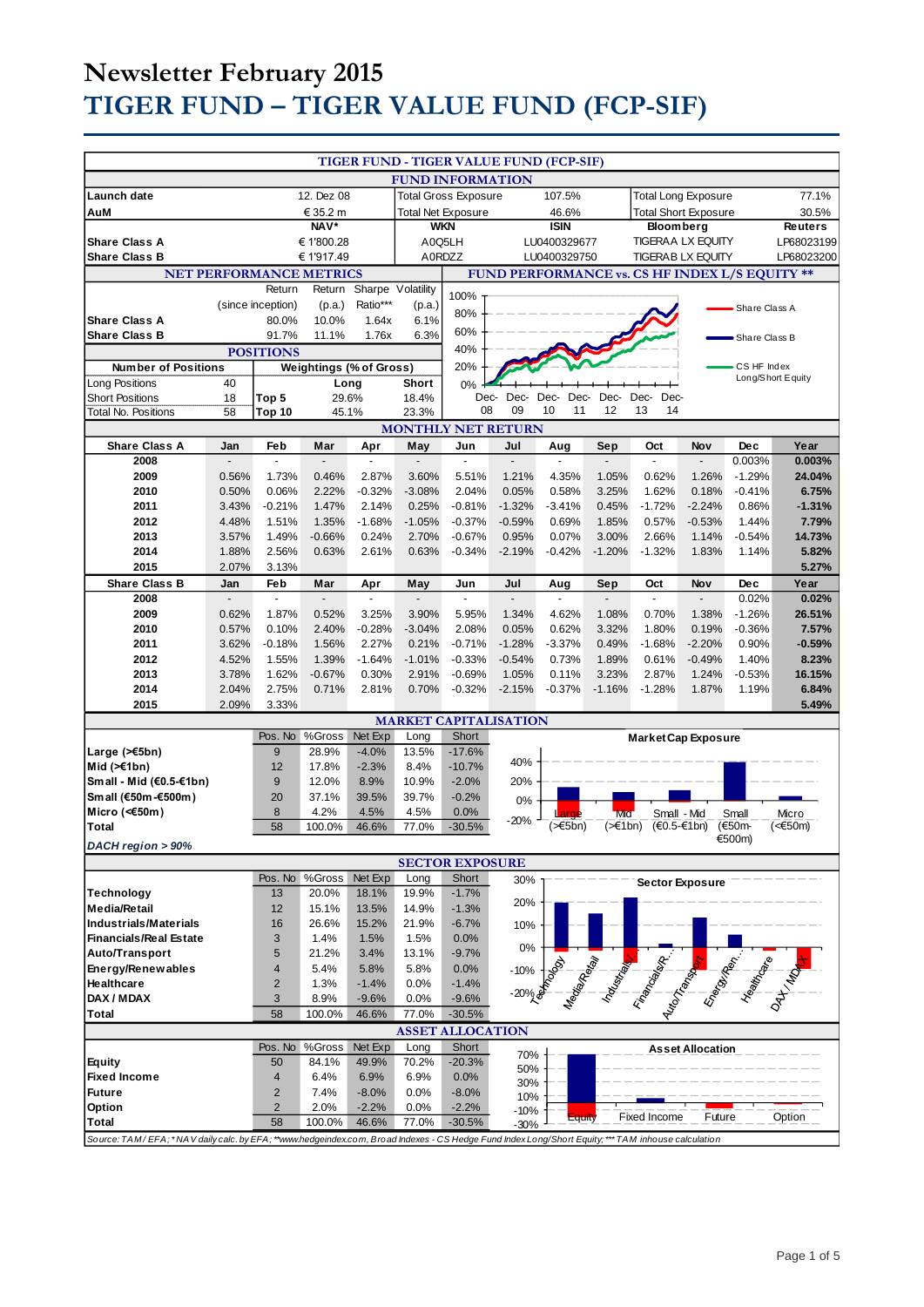# Newsletter February 2015

# TIGER FUND – TIGER VALUE FUND (FCP-SIF)

## TIGER FUND - TIGER VALUE FUND (FCP-SIF)

### FUND INFORMATION

| | | | | | |
|---|---|---|---|---|---|
| Launch date | 12. Dez 08 | Total Gross Exposure | 107.5% | Total Long Exposure | 77.1% |
| AuM | € 35.2 m | Total Net Exposure | 46.6% | Total Short Exposure | 30.5% |

| | NAV* | WKN | ISIN | Bloomberg | Reuters |
|---|---|---|---|---|---|
| Share Class A | € 1'800.28 | A0Q5LH | LU0400329677 | TIGERAA LX EQUITY | LP68023199 |
| Share Class B | € 1'917.49 | A0RDZZ | LU0400329750 | TIGERAB LX EQUITY | LP68023200 |

### NET PERFORMANCE METRICS

| | Return (since inception) | Return (p.a.) | Sharpe Ratio*** | Volatility (p.a.) |
|---|---|---|---|---|
| Share Class A | 80.0% | 10.0% | 1.64x | 6.1% |
| Share Class B | 91.7% | 11.1% | 1.76x | 6.3% |

### FUND PERFORMANCE vs. CS HF INDEX L/S EQUITY **

Share Class A / Share Class B / CS HF Index Long/Short Equity

### POSITIONS

| Number of Positions | | Weightings (% of Gross) | Long | Short |
|---|---|---|---|---|
| Long Positions | 40 | | | |
| Short Positions | 18 | Top 5 | 29.6% | 18.4% |
| Total No. Positions | 58 | Top 10 | 45.1% | 23.3% |

### MONTHLY NET RETURN

| Share Class A | Jan | Feb | Mar | Apr | May | Jun | Jul | Aug | Sep | Oct | Nov | Dec | Year |
|---|---|---|---|---|---|---|---|---|---|---|---|---|---|
| **2008** | - | - | - | - | - | - | - | - | - | - | - | 0.003% | **0.003%** |
| **2009** | 0.56% | 1.73% | 0.46% | 2.87% | 3.60% | 5.51% | 1.21% | 4.35% | 1.05% | 0.62% | 1.26% | -1.29% | **24.04%** |
| **2010** | 0.50% | 0.06% | 2.22% | -0.32% | -3.08% | 2.04% | 0.05% | 0.58% | 3.25% | 1.62% | 0.18% | -0.41% | **6.75%** |
| **2011** | 3.43% | -0.21% | 1.47% | 2.14% | 0.25% | -0.81% | -1.32% | -3.41% | 0.45% | -1.72% | -2.24% | 0.86% | **-1.31%** |
| **2012** | 4.48% | 1.51% | 1.35% | -1.68% | -1.05% | -0.37% | -0.59% | 0.69% | 1.85% | 0.57% | -0.53% | 1.44% | **7.79%** |
| **2013** | 3.57% | 1.49% | -0.66% | 0.24% | 2.70% | -0.67% | 0.95% | 0.07% | 3.00% | 2.66% | 1.14% | -0.54% | **14.73%** |
| **2014** | 1.88% | 2.56% | 0.63% | 2.61% | 0.63% | -0.34% | -2.19% | -0.42% | -1.20% | -1.32% | 1.83% | 1.14% | **5.82%** |
| **2015** | 2.07% | 3.13% | | | | | | | | | | | **5.27%** |

| Share Class B | Jan | Feb | Mar | Apr | May | Jun | Jul | Aug | Sep | Oct | Nov | Dec | Year |
|---|---|---|---|---|---|---|---|---|---|---|---|---|---|
| **2008** | - | - | - | - | - | - | - | - | - | - | - | 0.02% | **0.02%** |
| **2009** | 0.62% | 1.87% | 0.52% | 3.25% | 3.90% | 5.95% | 1.34% | 4.62% | 1.08% | 0.70% | 1.38% | -1.26% | **26.51%** |
| **2010** | 0.57% | 0.10% | 2.40% | -0.28% | -3.04% | 2.08% | 0.05% | 0.62% | 3.32% | 1.80% | 0.19% | -0.36% | **7.57%** |
| **2011** | 3.62% | -0.18% | 1.56% | 2.27% | 0.21% | -0.71% | -1.28% | -3.37% | 0.49% | -1.68% | -2.20% | 0.90% | **-0.59%** |
| **2012** | 4.52% | 1.55% | 1.39% | -1.64% | -1.01% | -0.33% | -0.54% | 0.73% | 1.89% | 0.61% | -0.49% | 1.40% | **8.23%** |
| **2013** | 3.78% | 1.62% | -0.67% | 0.30% | 2.91% | -0.69% | 1.05% | 0.11% | 3.23% | 2.87% | 1.24% | -0.53% | **16.15%** |
| **2014** | 2.04% | 2.75% | 0.71% | 2.81% | 0.70% | -0.32% | -2.15% | -0.37% | -1.16% | -1.28% | 1.87% | 1.19% | **6.84%** |
| **2015** | 2.09% | 3.33% | | | | | | | | | | | **5.49%** |

### MARKET CAPITALISATION

| | Pos. No | %Gross | Net Exp | Long | Short |
|---|---|---|---|---|---|
| **Large (>€5bn)** | 9 | 28.9% | -4.0% | 13.5% | -17.6% |
| **Mid (>€1bn)** | 12 | 17.8% | -2.3% | 8.4% | -10.7% |
| **Small - Mid (€0.5-€1bn)** | 9 | 12.0% | 8.9% | 10.9% | -2.0% |
| **Small (€50m-€500m)** | 20 | 37.1% | 39.5% | 39.7% | -0.2% |
| **Micro (<€50m)** | 8 | 4.2% | 4.5% | 4.5% | 0.0% |
| **Total** | 58 | 100.0% | 46.6% | 77.0% | -30.5% |

*DACH region > 90%*

Market Cap Exposure

### SECTOR EXPOSURE

| | Pos. No | %Gross | Net Exp | Long | Short |
|---|---|---|---|---|---|
| **Technology** | 13 | 20.0% | 18.1% | 19.9% | -1.7% |
| **Media/Retail** | 12 | 15.1% | 13.5% | 14.9% | -1.3% |
| **Industrials/Materials** | 16 | 26.6% | 15.2% | 21.9% | -6.7% |
| **Financials/Real Estate** | 3 | 1.4% | 1.5% | 1.5% | 0.0% |
| **Auto/Transport** | 5 | 21.2% | 3.4% | 13.1% | -9.7% |
| **Energy/Renewables** | 4 | 5.4% | 5.8% | 5.8% | 0.0% |
| **Healthcare** | 2 | 1.3% | -1.4% | 0.0% | -1.4% |
| **DAX / MDAX** | 3 | 8.9% | -9.6% | 0.0% | -9.6% |
| **Total** | 58 | 100.0% | 46.6% | 77.0% | -30.5% |

Sector Exposure

### ASSET ALLOCATION

| | Pos. No | %Gross | Net Exp | Long | Short |
|---|---|---|---|---|---|
| **Equity** | 50 | 84.1% | 49.9% | 70.2% | -20.3% |
| **Fixed Income** | 4 | 6.4% | 6.9% | 6.9% | 0.0% |
| **Future** | 2 | 7.4% | -8.0% | 0.0% | -8.0% |
| **Option** | 2 | 2.0% | -2.2% | 0.0% | -2.2% |
| **Total** | 58 | 100.0% | 46.6% | 77.0% | -30.5% |

Asset Allocation

*Source: TAM / EFA; * NAV daily calc. by EFA; **www.hedgeindex.com, Broad Indexes - CS Hedge Fund Index Long/Short Equity; *** TAM inhouse calculation*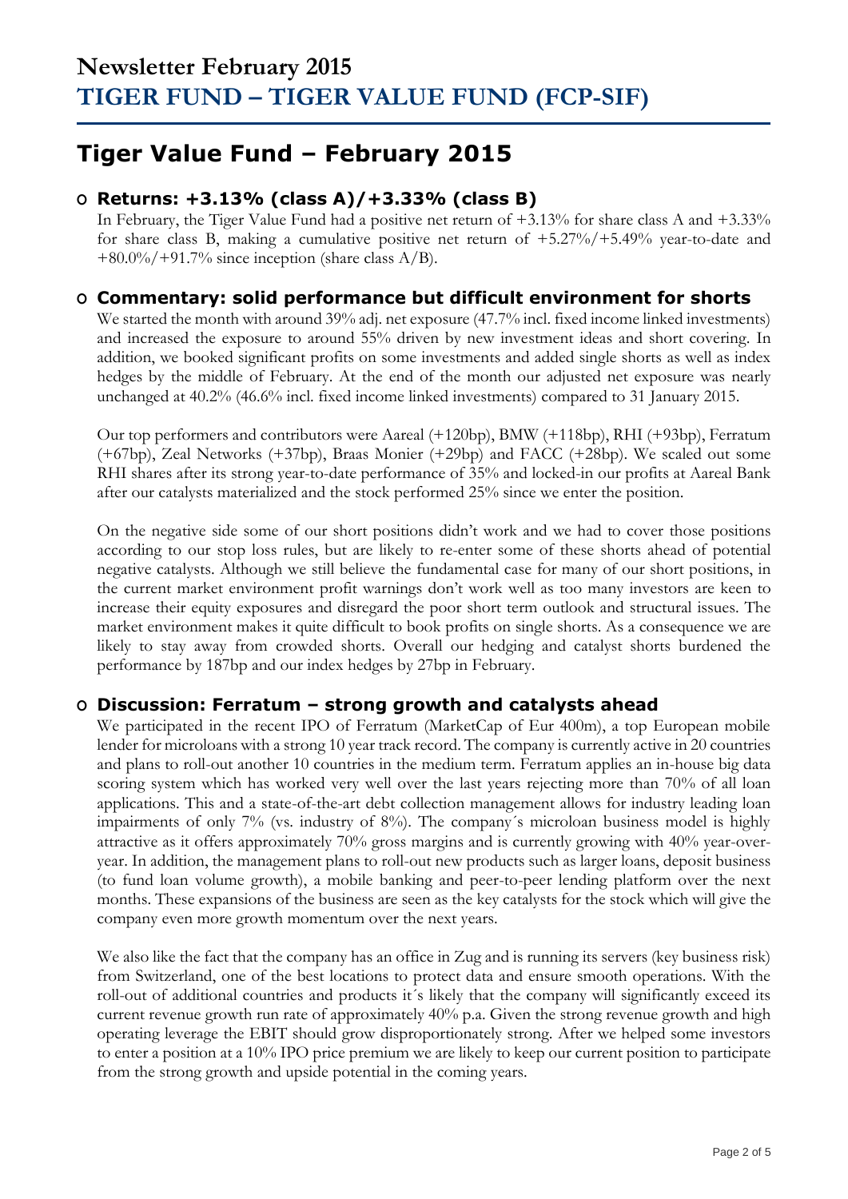# Newsletter February 2015
# TIGER FUND – TIGER VALUE FUND (FCP-SIF)

## Tiger Value Fund – February 2015

### Returns: +3.13% (class A)/+3.33% (class B)

In February, the Tiger Value Fund had a positive net return of +3.13% for share class A and +3.33% for share class B, making a cumulative positive net return of +5.27%/+5.49% year-to-date and +80.0%/+91.7% since inception (share class A/B).

### Commentary: solid performance but difficult environment for shorts

We started the month with around 39% adj. net exposure (47.7% incl. fixed income linked investments) and increased the exposure to around 55% driven by new investment ideas and short covering. In addition, we booked significant profits on some investments and added single shorts as well as index hedges by the middle of February. At the end of the month our adjusted net exposure was nearly unchanged at 40.2% (46.6% incl. fixed income linked investments) compared to 31 January 2015.

Our top performers and contributors were Aareal (+120bp), BMW (+118bp), RHI (+93bp), Ferratum (+67bp), Zeal Networks (+37bp), Braas Monier (+29bp) and FACC (+28bp). We scaled out some RHI shares after its strong year-to-date performance of 35% and locked-in our profits at Aareal Bank after our catalysts materialized and the stock performed 25% since we enter the position.

On the negative side some of our short positions didn't work and we had to cover those positions according to our stop loss rules, but are likely to re-enter some of these shorts ahead of potential negative catalysts. Although we still believe the fundamental case for many of our short positions, in the current market environment profit warnings don't work well as too many investors are keen to increase their equity exposures and disregard the poor short term outlook and structural issues. The market environment makes it quite difficult to book profits on single shorts. As a consequence we are likely to stay away from crowded shorts. Overall our hedging and catalyst shorts burdened the performance by 187bp and our index hedges by 27bp in February.

### Discussion: Ferratum – strong growth and catalysts ahead

We participated in the recent IPO of Ferratum (MarketCap of Eur 400m), a top European mobile lender for microloans with a strong 10 year track record. The company is currently active in 20 countries and plans to roll-out another 10 countries in the medium term. Ferratum applies an in-house big data scoring system which has worked very well over the last years rejecting more than 70% of all loan applications. This and a state-of-the-art debt collection management allows for industry leading loan impairments of only 7% (vs. industry of 8%). The company´s microloan business model is highly attractive as it offers approximately 70% gross margins and is currently growing with 40% year-over-year. In addition, the management plans to roll-out new products such as larger loans, deposit business (to fund loan volume growth), a mobile banking and peer-to-peer lending platform over the next months. These expansions of the business are seen as the key catalysts for the stock which will give the company even more growth momentum over the next years.

We also like the fact that the company has an office in Zug and is running its servers (key business risk) from Switzerland, one of the best locations to protect data and ensure smooth operations. With the roll-out of additional countries and products it´s likely that the company will significantly exceed its current revenue growth run rate of approximately 40% p.a. Given the strong revenue growth and high operating leverage the EBIT should grow disproportionately strong. After we helped some investors to enter a position at a 10% IPO price premium we are likely to keep our current position to participate from the strong growth and upside potential in the coming years.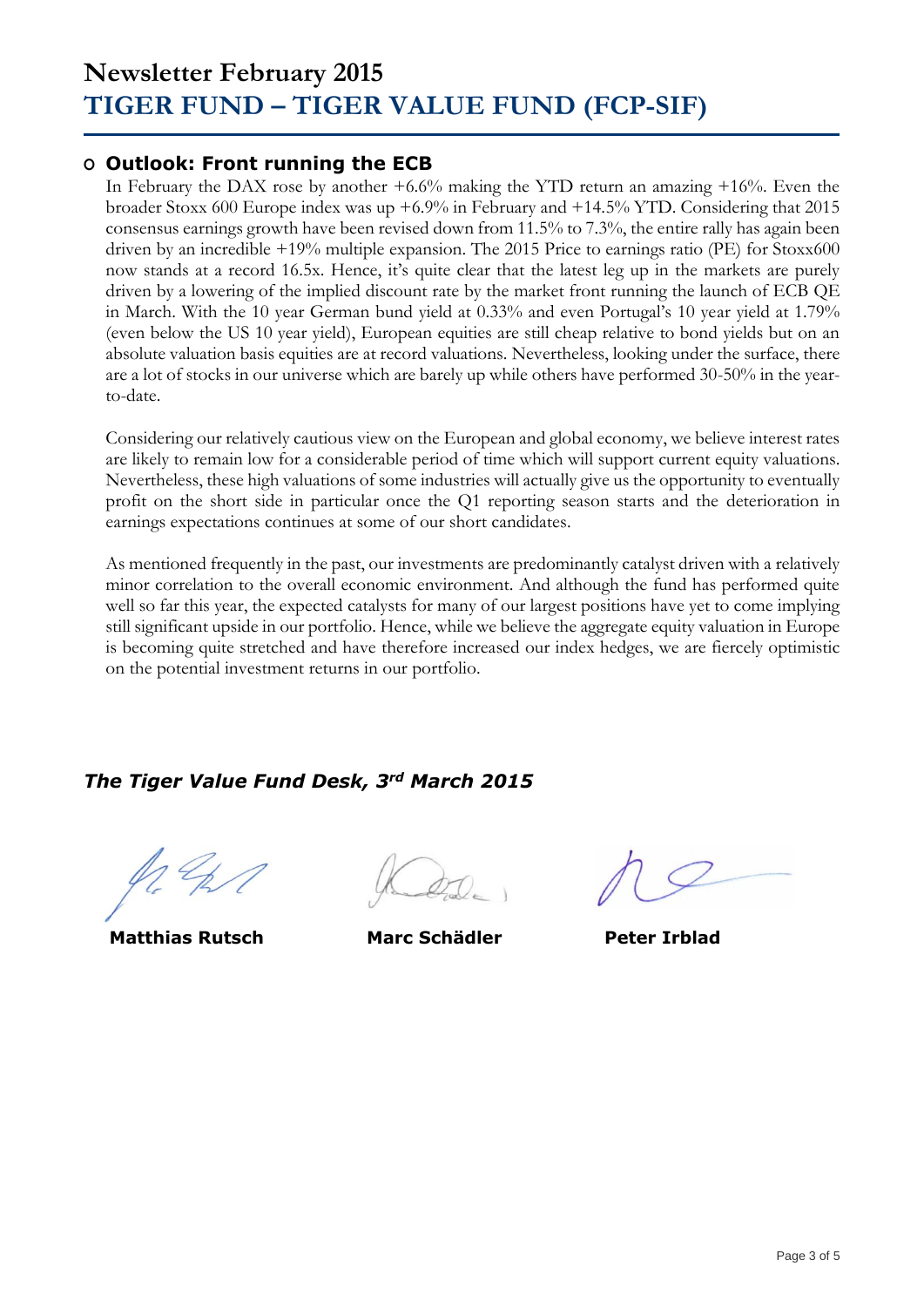# Newsletter February 2015
# TIGER FUND – TIGER VALUE FUND (FCP-SIF)

## Outlook: Front running the ECB

In February the DAX rose by another +6.6% making the YTD return an amazing +16%. Even the broader Stoxx 600 Europe index was up +6.9% in February and +14.5% YTD. Considering that 2015 consensus earnings growth have been revised down from 11.5% to 7.3%, the entire rally has again been driven by an incredible +19% multiple expansion. The 2015 Price to earnings ratio (PE) for Stoxx600 now stands at a record 16.5x. Hence, it's quite clear that the latest leg up in the markets are purely driven by a lowering of the implied discount rate by the market front running the launch of ECB QE in March. With the 10 year German bund yield at 0.33% and even Portugal's 10 year yield at 1.79% (even below the US 10 year yield), European equities are still cheap relative to bond yields but on an absolute valuation basis equities are at record valuations. Nevertheless, looking under the surface, there are a lot of stocks in our universe which are barely up while others have performed 30-50% in the year-to-date.

Considering our relatively cautious view on the European and global economy, we believe interest rates are likely to remain low for a considerable period of time which will support current equity valuations. Nevertheless, these high valuations of some industries will actually give us the opportunity to eventually profit on the short side in particular once the Q1 reporting season starts and the deterioration in earnings expectations continues at some of our short candidates.

As mentioned frequently in the past, our investments are predominantly catalyst driven with a relatively minor correlation to the overall economic environment. And although the fund has performed quite well so far this year, the expected catalysts for many of our largest positions have yet to come implying still significant upside in our portfolio. Hence, while we believe the aggregate equity valuation in Europe is becoming quite stretched and have therefore increased our index hedges, we are fiercely optimistic on the potential investment returns in our portfolio.

***The Tiger Value Fund Desk, 3rd March 2015***

**Matthias Rutsch** **Marc Schädler** **Peter Irblad**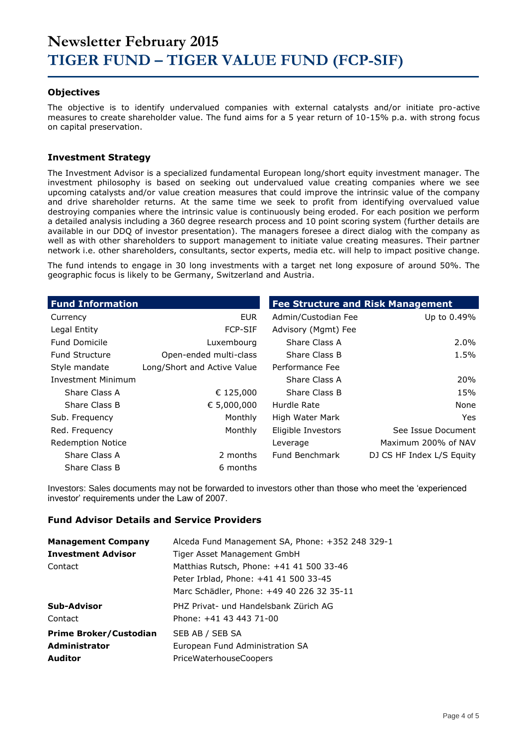# Newsletter February 2015
# TIGER FUND – TIGER VALUE FUND (FCP-SIF)

### Objectives

The objective is to identify undervalued companies with external catalysts and/or initiate pro-active measures to create shareholder value. The fund aims for a 5 year return of 10-15% p.a. with strong focus on capital preservation.

### Investment Strategy

The Investment Advisor is a specialized fundamental European long/short equity investment manager. The investment philosophy is based on seeking out undervalued value creating companies where we see upcoming catalysts and/or value creation measures that could improve the intrinsic value of the company and drive shareholder returns. At the same time we seek to profit from identifying overvalued value destroying companies where the intrinsic value is continuously being eroded. For each position we perform a detailed analysis including a 360 degree research process and 10 point scoring system (further details are available in our DDQ of investor presentation). The managers foresee a direct dialog with the company as well as with other shareholders to support management to initiate value creating measures. Their partner network i.e. other shareholders, consultants, sector experts, media etc. will help to impact positive change.

The fund intends to engage in 30 long investments with a target net long exposure of around 50%. The geographic focus is likely to be Germany, Switzerland and Austria.

| Fund Information | |
|---|---|
| Currency | EUR |
| Legal Entity | FCP-SIF |
| Fund Domicile | Luxembourg |
| Fund Structure | Open-ended multi-class |
| Style mandate | Long/Short and Active Value |
| Investment Minimum | |
| Share Class A | € 125,000 |
| Share Class B | € 5,000,000 |
| Sub. Frequency | Monthly |
| Red. Frequency | Monthly |
| Redemption Notice | |
| Share Class A | 2 months |
| Share Class B | 6 months |

| Fee Structure and Risk Management | |
|---|---|
| Admin/Custodian Fee | Up to 0.49% |
| Advisory (Mgmt) Fee | |
| Share Class A | 2.0% |
| Share Class B | 1.5% |
| Performance Fee | |
| Share Class A | 20% |
| Share Class B | 15% |
| Hurdle Rate | None |
| High Water Mark | Yes |
| Eligible Investors | See Issue Document |
| Leverage | Maximum 200% of NAV |
| Fund Benchmark | DJ CS HF Index L/S Equity |

Investors: Sales documents may not be forwarded to investors other than those who meet the 'experienced investor' requirements under the Law of 2007.

### Fund Advisor Details and Service Providers

| | |
|---|---|
| **Management Company** | Alceda Fund Management SA, Phone: +352 248 329-1 |
| **Investment Advisor** | Tiger Asset Management GmbH |
| Contact | Matthias Rutsch, Phone: +41 41 500 33-46 |
| | Peter Irblad, Phone: +41 41 500 33-45 |
| | Marc Schädler, Phone: +49 40 226 32 35-11 |
| **Sub-Advisor** | PHZ Privat- und Handelsbank Zürich AG |
| Contact | Phone: +41 43 443 71-00 |
| **Prime Broker/Custodian** | SEB AB / SEB SA |
| **Administrator** | European Fund Administration SA |
| **Auditor** | PriceWaterhouseCoopers |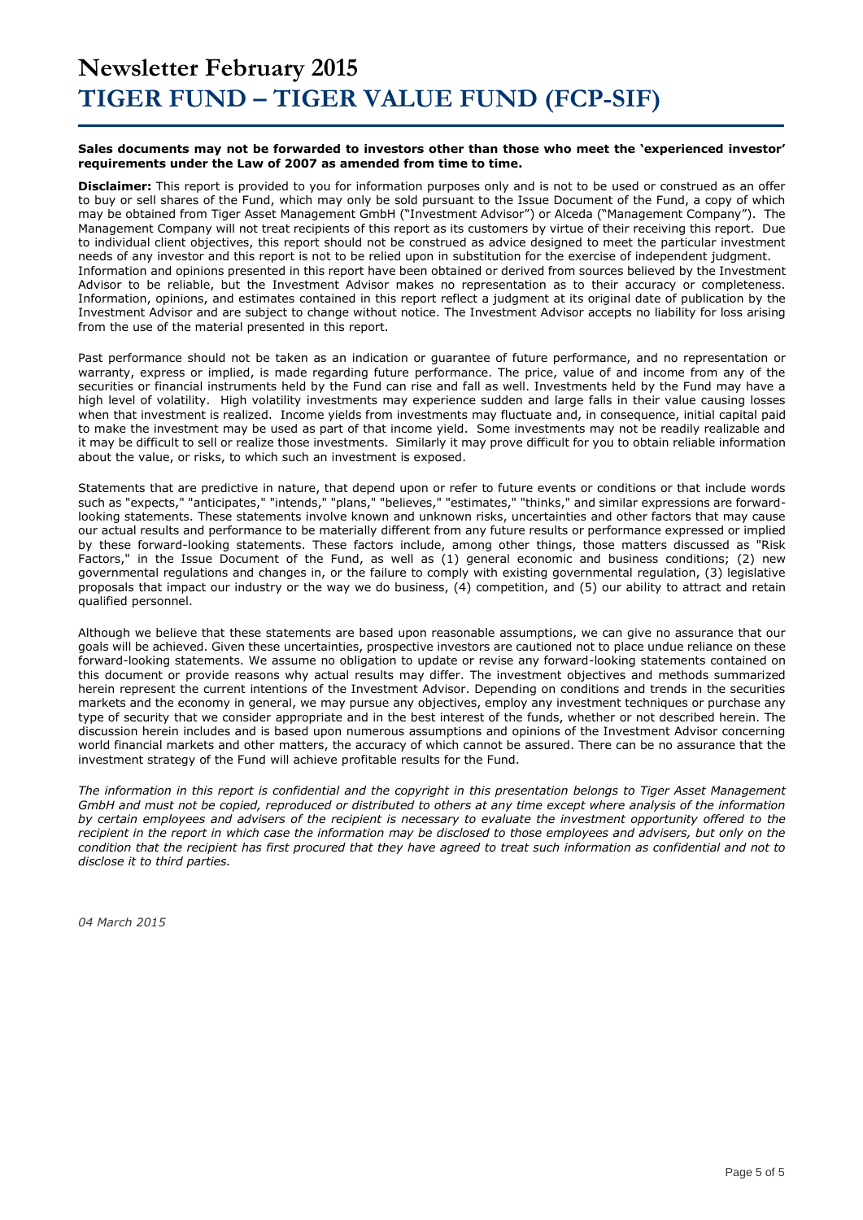# Newsletter February 2015
# TIGER FUND – TIGER VALUE FUND (FCP-SIF)

**Sales documents may not be forwarded to investors other than those who meet the 'experienced investor' requirements under the Law of 2007 as amended from time to time.**

**Disclaimer:** This report is provided to you for information purposes only and is not to be used or construed as an offer to buy or sell shares of the Fund, which may only be sold pursuant to the Issue Document of the Fund, a copy of which may be obtained from Tiger Asset Management GmbH ("Investment Advisor") or Alceda ("Management Company"). The Management Company will not treat recipients of this report as its customers by virtue of their receiving this report. Due to individual client objectives, this report should not be construed as advice designed to meet the particular investment needs of any investor and this report is not to be relied upon in substitution for the exercise of independent judgment. Information and opinions presented in this report have been obtained or derived from sources believed by the Investment Advisor to be reliable, but the Investment Advisor makes no representation as to their accuracy or completeness. Information, opinions, and estimates contained in this report reflect a judgment at its original date of publication by the Investment Advisor and are subject to change without notice. The Investment Advisor accepts no liability for loss arising from the use of the material presented in this report.

Past performance should not be taken as an indication or guarantee of future performance, and no representation or warranty, express or implied, is made regarding future performance. The price, value of and income from any of the securities or financial instruments held by the Fund can rise and fall as well. Investments held by the Fund may have a high level of volatility. High volatility investments may experience sudden and large falls in their value causing losses when that investment is realized. Income yields from investments may fluctuate and, in consequence, initial capital paid to make the investment may be used as part of that income yield. Some investments may not be readily realizable and it may be difficult to sell or realize those investments. Similarly it may prove difficult for you to obtain reliable information about the value, or risks, to which such an investment is exposed.

Statements that are predictive in nature, that depend upon or refer to future events or conditions or that include words such as "expects," "anticipates," "intends," "plans," "believes," "estimates," "thinks," and similar expressions are forward-looking statements. These statements involve known and unknown risks, uncertainties and other factors that may cause our actual results and performance to be materially different from any future results or performance expressed or implied by these forward-looking statements. These factors include, among other things, those matters discussed as "Risk Factors," in the Issue Document of the Fund, as well as (1) general economic and business conditions; (2) new governmental regulations and changes in, or the failure to comply with existing governmental regulation, (3) legislative proposals that impact our industry or the way we do business, (4) competition, and (5) our ability to attract and retain qualified personnel.

Although we believe that these statements are based upon reasonable assumptions, we can give no assurance that our goals will be achieved. Given these uncertainties, prospective investors are cautioned not to place undue reliance on these forward-looking statements. We assume no obligation to update or revise any forward-looking statements contained on this document or provide reasons why actual results may differ. The investment objectives and methods summarized herein represent the current intentions of the Investment Advisor. Depending on conditions and trends in the securities markets and the economy in general, we may pursue any objectives, employ any investment techniques or purchase any type of security that we consider appropriate and in the best interest of the funds, whether or not described herein. The discussion herein includes and is based upon numerous assumptions and opinions of the Investment Advisor concerning world financial markets and other matters, the accuracy of which cannot be assured. There can be no assurance that the investment strategy of the Fund will achieve profitable results for the Fund.

*The information in this report is confidential and the copyright in this presentation belongs to Tiger Asset Management GmbH and must not be copied, reproduced or distributed to others at any time except where analysis of the information by certain employees and advisers of the recipient is necessary to evaluate the investment opportunity offered to the recipient in the report in which case the information may be disclosed to those employees and advisers, but only on the condition that the recipient has first procured that they have agreed to treat such information as confidential and not to disclose it to third parties.*

*04 March 2015*